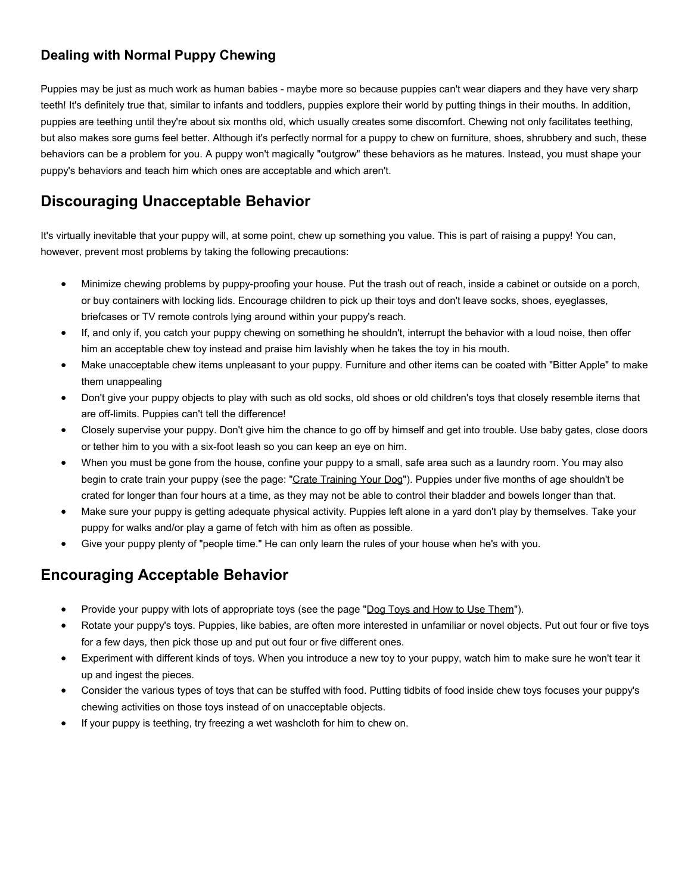### Dealing with Normal Puppy Chewing

Puppies may be just as much work as human babies - maybe more so because puppies can't wear diapers and they have very sharp teeth! It's definitely true that, similar to infants and toddlers, puppies explore their world by putting things in their mouths. In addition, puppies are teething until they're about six months old, which usually creates some discomfort. Chewing not only facilitates teething, but also makes sore gums feel better. Although it's perfectly normal for a puppy to chew on furniture, shoes, shrubbery and such, these behaviors can be a problem for you. A puppy won't magically "outgrow" these behaviors as he matures. Instead, you must shape your puppy's behaviors and teach him which ones are acceptable and which aren't.

## Discouraging Unacceptable Behavior

It's virtually inevitable that your puppy will, at some point, chew up something you value. This is part of raising a puppy! You can, however, prevent most problems by taking the following precautions:

- Minimize chewing problems by puppy-proofing your house. Put the trash out of reach, inside a cabinet or outside on a porch, or buy containers with locking lids. Encourage children to pick up their toys and don't leave socks, shoes, eyeglasses, briefcases or TV remote controls lying around within your puppy's reach.
- If, and only if, you catch your puppy chewing on something he shouldn't, interrupt the behavior with a loud noise, then offer him an acceptable chew toy instead and praise him lavishly when he takes the toy in his mouth.
- Make unacceptable chew items unpleasant to your puppy. Furniture and other items can be coated with "Bitter Apple" to make them unappealing
- Don't give your puppy objects to play with such as old socks, old shoes or old children's toys that closely resemble items that are off-limits. Puppies can't tell the difference!
- Closely supervise your puppy. Don't give him the chance to go off by himself and get into trouble. Use baby gates, close doors or tether him to you with a six-foot leash so you can keep an eye on him.
- When you must be gone from the house, confine your puppy to a small, safe area such as a laundry room. You may also begin to crate train your puppy (see the page: "Crate Training Your Dog"). Puppies under five months of age shouldn't be crated for longer than four hours at a time, as they may not be able to control their bladder and bowels longer than that.
- Make sure your puppy is getting adequate physical activity. Puppies left alone in a yard don't play by themselves. Take your puppy for walks and/or play a game of fetch with him as often as possible.
- Give your puppy plenty of "people time." He can only learn the rules of your house when he's with you.

## Encouraging Acceptable Behavior

- Provide your puppy with lots of appropriate toys (see the page "Dog Toys and How to Use Them").
- Rotate your puppy's toys. Puppies, like babies, are often more interested in unfamiliar or novel objects. Put out four or five toys for a few days, then pick those up and put out four or five different ones.
- Experiment with different kinds of toys. When you introduce a new toy to your puppy, watch him to make sure he won't tear it up and ingest the pieces.
- Consider the various types of toys that can be stuffed with food. Putting tidbits of food inside chew toys focuses your puppy's chewing activities on those toys instead of on unacceptable objects.
- If your puppy is teething, try freezing a wet washcloth for him to chew on.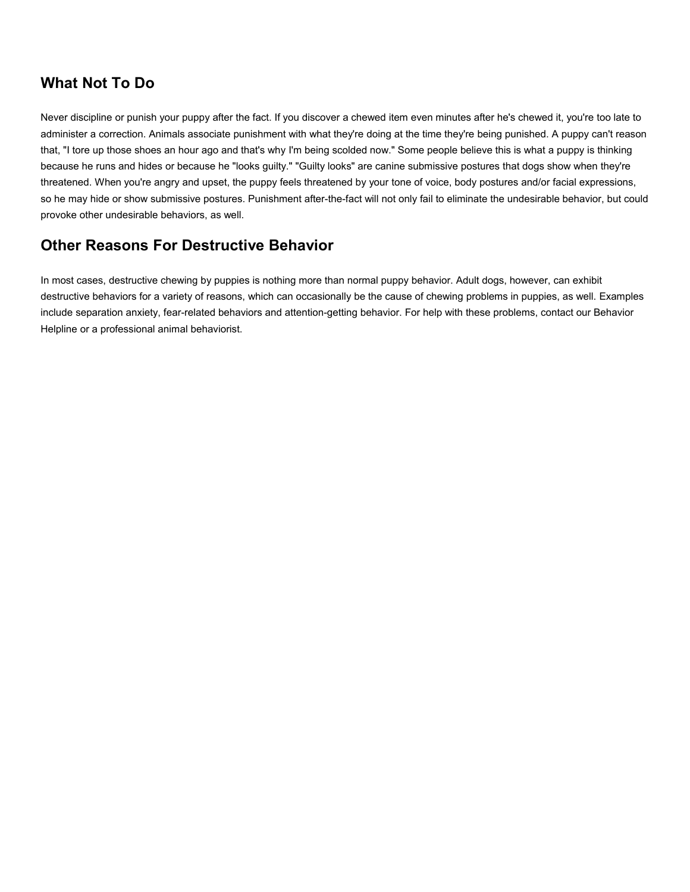## What Not To Do

Never discipline or punish your puppy after the fact. If you discover a chewed item even minutes after he's chewed it, you're too late to administer a correction. Animals associate punishment with what they're doing at the time they're being punished. A puppy can't reason that, "I tore up those shoes an hour ago and that's why I'm being scolded now." Some people believe this is what a puppy is thinking because he runs and hides or because he "looks guilty." "Guilty looks" are canine submissive postures that dogs show when they're threatened. When you're angry and upset, the puppy feels threatened by your tone of voice, body postures and/or facial expressions, so he may hide or show submissive postures. Punishment after-the-fact will not only fail to eliminate the undesirable behavior, but could provoke other undesirable behaviors, as well.

## Other Reasons For Destructive Behavior

In most cases, destructive chewing by puppies is nothing more than normal puppy behavior. Adult dogs, however, can exhibit destructive behaviors for a variety of reasons, which can occasionally be the cause of chewing problems in puppies, as well. Examples include separation anxiety, fear-related behaviors and attention-getting behavior. For help with these problems, contact our Behavior Helpline or a professional animal behaviorist.